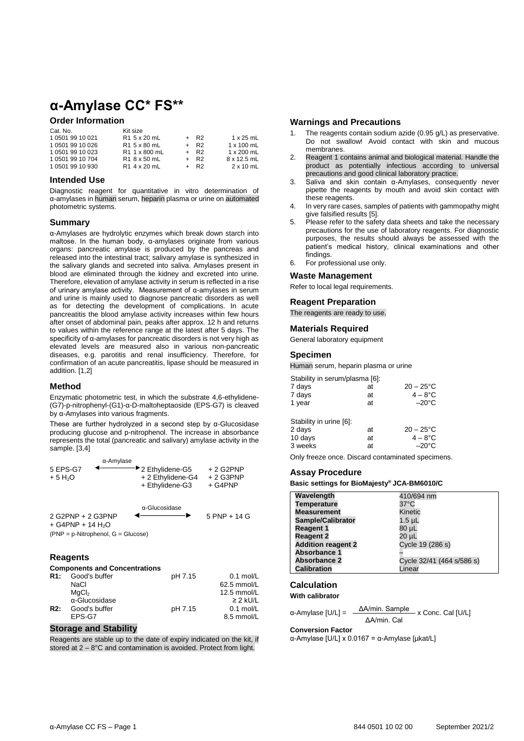# α-Amylase CC* FS**

## Order Information

| Cat. No. | Kit size | | |
|---|---|---|---|
| 1 0501 99 10 021 | R1 5 x 20 mL | + R2 | 1 x 25 mL |
| 1 0501 99 10 026 | R1 5 x 80 mL | + R2 | 1 x 100 mL |
| 1 0501 99 10 023 | R1 1 x 800 mL | + R2 | 1 x 200 mL |
| 1 0501 99 10 704 | R1 8 x 50 mL | + R2 | 8 x 12.5 mL |
| 1 0501 99 10 930 | R1 4 x 20 mL | + R2 | 2 x 10 mL |

## Intended Use

Diagnostic reagent for quantitative in vitro determination of α-amylases in human serum, heparin plasma or urine on automated photometric systems.

## Summary

α-Amylases are hydrolytic enzymes which break down starch into maltose. In the human body, α-amylases originate from various organs: pancreatic amylase is produced by the pancreas and released into the intestinal tract; salivary amylase is synthesized in the salivary glands and secreted into saliva. Amylases present in blood are eliminated through the kidney and excreted into urine. Therefore, elevation of amylase activity in serum is reflected in a rise of urinary amylase activity. Measurement of α-amylases in serum and urine is mainly used to diagnose pancreatic disorders as well as for detecting the development of complications. In acute pancreatitis the blood amylase activity increases within few hours after onset of abdominal pain, peaks after approx. 12 h and returns to values within the reference range at the latest after 5 days. The specificity of α-amylases for pancreatic disorders is not very high as elevated levels are measured also in various non-pancreatic diseases, e.g. parotitis and renal insufficiency. Therefore, for confirmation of an acute pancreatitis, lipase should be measured in addition. [1,2]

## Method

Enzymatic photometric test, in which the substrate 4,6-ethylidene-(G7)-p-nitrophenyl-(G1)-α-D-maltoheptaoside (EPS-G7) is cleaved by α-Amylases into various fragments.

These are further hydrolyzed in a second step by α-Glucosidase producing glucose and p-nitrophenol. The increase in absorbance represents the total (pancreatic and salivary) amylase activity in the sample. [3,4]

$$5\ \text{EPS-G7} + 5\ H_2O \xrightarrow{\alpha\text{-Amylase}} 2\ \text{Ethylidene-G5} + 2\ \text{Ethylidene-G4} + \text{Ethylidene-G3} + 2\ \text{G2PNP} + 2\ \text{G3PNP} + \text{G4PNP}$$

$$2\ \text{G2PNP} + 2\ \text{G3PNP} + \text{G4PNP} + 14\ H_2O \xrightarrow{\alpha\text{-Glucosidase}} 5\ \text{PNP} + 14\ \text{G}$$

(PNP = p-Nitrophenol, G = Glucose)

## Reagents

**Components and Concentrations**

| | | | |
|---|---|---|---|
| **R1:** | Good's buffer | pH 7.15 | 0.1 mol/L |
| | NaCl | | 62.5 mmol/L |
| | $MgCl_2$ | | 12.5 mmol/L |
| | α-Glucosidase | | ≥ 2 kU/L |
| **R2:** | Good's buffer | pH 7.15 | 0.1 mol/L |
| | EPS-G7 | | 8.5 mmol/L |

## Storage and Stability

Reagents are stable up to the date of expiry indicated on the kit, if stored at 2 – 8°C and contamination is avoided. Protect from light.

## Warnings and Precautions

1. The reagents contain sodium azide (0.95 g/L) as preservative. Do not swallow! Avoid contact with skin and mucous membranes.
2. Reagent 1 contains animal and biological material. Handle the product as potentially infectious according to universal precautions and good clinical laboratory practice.
3. Saliva and skin contain α-Amylases, consequently never pipette the reagents by mouth and avoid skin contact with these reagents.
4. In very rare cases, samples of patients with gammopathy might give falsified results [5].
5. Please refer to the safety data sheets and take the necessary precautions for the use of laboratory reagents. For diagnostic purposes, the results should always be assessed with the patient's medical history, clinical examinations and other findings.
6. For professional use only.

## Waste Management

Refer to local legal requirements.

## Reagent Preparation

The reagents are ready to use.

## Materials Required

General laboratory equipment

## Specimen

Human serum, heparin plasma or urine

Stability in serum/plasma [6]:

| | | |
|---|---|---|
| 7 days | at | 20 – 25°C |
| 7 days | at | 4 – 8°C |
| 1 year | at | –20°C |

Stability in urine [6]:

| | | |
|---|---|---|
| 2 days | at | 20 – 25°C |
| 10 days | at | 4 – 8°C |
| 3 weeks | at | –20°C |

Only freeze once. Discard contaminated specimens.

## Assay Procedure

**Basic settings for BioMajesty® JCA-BM6010/C**

| | |
|---|---|
| **Wavelength** | 410/694 nm |
| **Temperature** | 37°C |
| **Measurement** | Kinetic |
| **Sample/Calibrator** | 1.5 µL |
| **Reagent 1** | 80 µL |
| **Reagent 2** | 20 µL |
| **Addition reagent 2** | Cycle 19 (286 s) |
| **Absorbance 1** | – |
| **Absorbance 2** | Cycle 32/41 (464 s/586 s) |
| **Calibration** | Linear |

## Calculation

**With calibrator**

$$\alpha\text{-Amylase [U/L]} = \frac{\Delta A/\text{min. Sample}}{\Delta A/\text{min. Cal}} \times \text{Conc. Cal [U/L]}$$

**Conversion Factor**

α-Amylase [U/L] x 0.0167 = α-Amylase [µkat/L]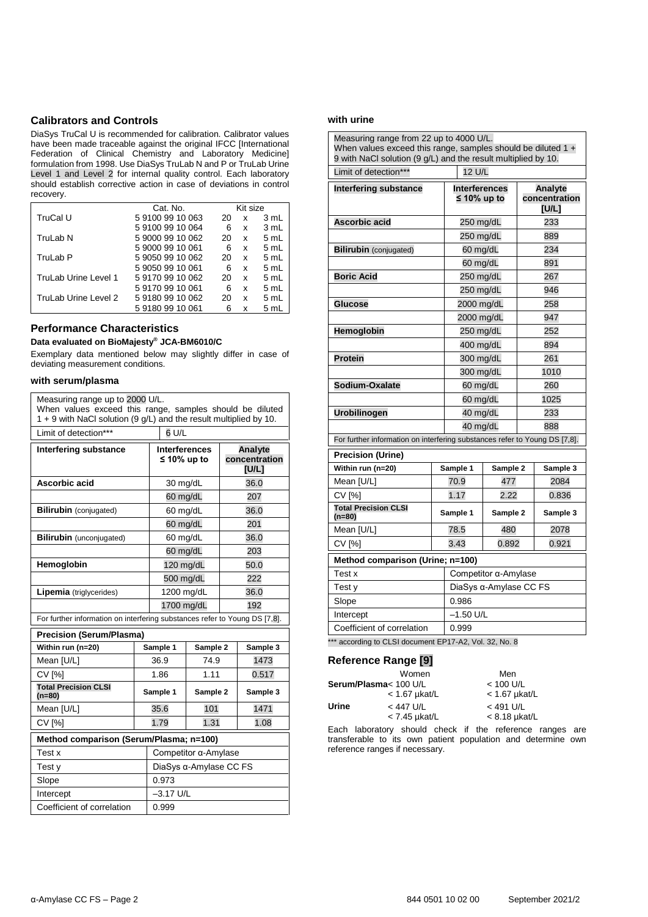## Calibrators and Controls

DiaSys TruCal U is recommended for calibration. Calibrator values have been made traceable against the original IFCC [International Federation of Clinical Chemistry and Laboratory Medicine] formulation from 1998. Use DiaSys TruLab N and P or TruLab Urine Level 1 and Level 2 for internal quality control. Each laboratory should establish corrective action in case of deviations in control recovery.

| | Cat. No. | Kit size |
|---|---|---|
| TruCal U | 5 9100 99 10 063 | 20 x 3 mL |
| | 5 9100 99 10 064 | 6 x 3 mL |
| TruLab N | 5 9000 99 10 062 | 20 x 5 mL |
| | 5 9000 99 10 061 | 6 x 5 mL |
| TruLab P | 5 9050 99 10 062 | 20 x 5 mL |
| | 5 9050 99 10 061 | 6 x 5 mL |
| TruLab Urine Level 1 | 5 9170 99 10 062 | 20 x 5 mL |
| | 5 9170 99 10 061 | 6 x 5 mL |
| TruLab Urine Level 2 | 5 9180 99 10 062 | 20 x 5 mL |
| | 5 9180 99 10 061 | 6 x 5 mL |

## Performance Characteristics

**Data evaluated on BioMajesty® JCA-BM6010/C**

Exemplary data mentioned below may slightly differ in case of deviating measurement conditions.

### with serum/plasma

Measuring range up to 2000 U/L.
When values exceed this range, samples should be diluted 1 + 9 with NaCl solution (9 g/L) and the result multiplied by 10.

Limit of detection*** 6 U/L

| Interfering substance | Interferences ≤ 10% up to | Analyte concentration [U/L] |
|---|---|---|
| **Ascorbic acid** | 30 mg/dL | 36.0 |
| | 60 mg/dL | 207 |
| **Bilirubin** (conjugated) | 60 mg/dL | 36.0 |
| | 60 mg/dL | 201 |
| **Bilirubin** (unconjugated) | 60 mg/dL | 36.0 |
| | 60 mg/dL | 203 |
| **Hemoglobin** | 120 mg/dL | 50.0 |
| | 500 mg/dL | 222 |
| **Lipemia** (triglycerides) | 1200 mg/dL | 36.0 |
| | 1700 mg/dL | 192 |

For further information on interfering substances refer to Young DS [7,8].

| Precision (Serum/Plasma) | | | |
|---|---|---|---|
| **Within run (n=20)** | **Sample 1** | **Sample 2** | **Sample 3** |
| Mean [U/L] | 36.9 | 74.9 | 1473 |
| CV [%] | 1.86 | 1.11 | 0.517 |
| **Total Precision CLSI (n=80)** | **Sample 1** | **Sample 2** | **Sample 3** |
| Mean [U/L] | 35.6 | 101 | 1471 |
| CV [%] | 1.79 | 1.31 | 1.08 |

| Method comparison (Serum/Plasma; n=100) | |
|---|---|
| Test x | Competitor α-Amylase |
| Test y | DiaSys α-Amylase CC FS |
| Slope | 0.973 |
| Intercept | –3.17 U/L |
| Coefficient of correlation | 0.999 |

### with urine

Measuring range from 22 up to 4000 U/L.
When values exceed this range, samples should be diluted 1 + 9 with NaCl solution (9 g/L) and the result multiplied by 10.

Limit of detection*** 12 U/L

| Interfering substance | Interferences ≤ 10% up to | Analyte concentration [U/L] |
|---|---|---|
| **Ascorbic acid** | 250 mg/dL | 233 |
| | 250 mg/dL | 889 |
| **Bilirubin** (conjugated) | 60 mg/dL | 234 |
| | 60 mg/dL | 891 |
| **Boric Acid** | 250 mg/dL | 267 |
| | 250 mg/dL | 946 |
| **Glucose** | 2000 mg/dL | 258 |
| | 2000 mg/dL | 947 |
| **Hemoglobin** | 250 mg/dL | 252 |
| | 400 mg/dL | 894 |
| **Protein** | 300 mg/dL | 261 |
| | 300 mg/dL | 1010 |
| **Sodium-Oxalate** | 60 mg/dL | 260 |
| | 60 mg/dL | 1025 |
| **Urobilinogen** | 40 mg/dL | 233 |
| | 40 mg/dL | 888 |

For further information on interfering substances refer to Young DS [7,8].

| Precision (Urine) | | | |
|---|---|---|---|
| **Within run (n=20)** | **Sample 1** | **Sample 2** | **Sample 3** |
| Mean [U/L] | 70.9 | 477 | 2084 |
| CV [%] | 1.17 | 2.22 | 0.836 |
| **Total Precision CLSI (n=80)** | **Sample 1** | **Sample 2** | **Sample 3** |
| Mean [U/L] | 78.5 | 480 | 2078 |
| CV [%] | 3.43 | 0.892 | 0.921 |

| Method comparison (Urine; n=100) | |
|---|---|
| Test x | Competitor α-Amylase |
| Test y | DiaSys α-Amylase CC FS |
| Slope | 0.986 |
| Intercept | –1.50 U/L |
| Coefficient of correlation | 0.999 |

*** according to CLSI document EP17-A2, Vol. 32, No. 8

## Reference Range [9]

| | Women | Men |
|---|---|---|
| **Serum/Plasma** | < 100 U/L | < 100 U/L |
| | < 1.67 µkat/L | < 1.67 µkat/L |
| **Urine** | < 447 U/L | < 491 U/L |
| | < 7.45 µkat/L | < 8.18 µkat/L |

Each laboratory should check if the reference ranges are transferable to its own patient population and determine own reference ranges if necessary.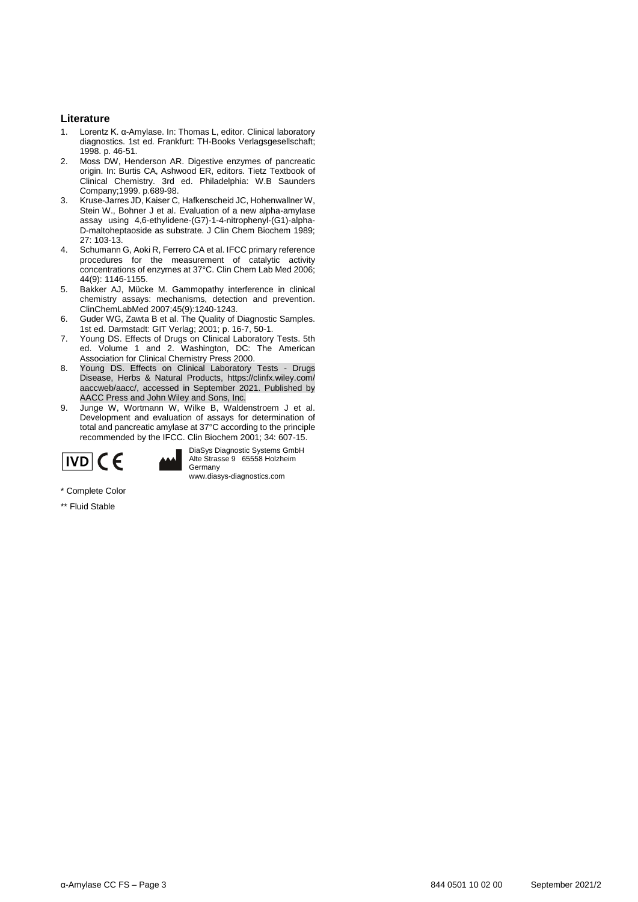## Literature

1. Lorentz K. α-Amylase. In: Thomas L, editor. Clinical laboratory diagnostics. 1st ed. Frankfurt: TH-Books Verlagsgesellschaft; 1998. p. 46-51.
2. Moss DW, Henderson AR. Digestive enzymes of pancreatic origin. In: Burtis CA, Ashwood ER, editors. Tietz Textbook of Clinical Chemistry. 3rd ed. Philadelphia: W.B Saunders Company;1999. p.689-98.
3. Kruse-Jarres JD, Kaiser C, Hafkenscheid JC, Hohenwallner W, Stein W., Bohner J et al. Evaluation of a new alpha-amylase assay using 4,6-ethylidene-(G7)-1-4-nitrophenyl-(G1)-alpha-D-maltoheptaoside as substrate. J Clin Chem Biochem 1989; 27: 103-13.
4. Schumann G, Aoki R, Ferrero CA et al. IFCC primary reference procedures for the measurement of catalytic activity concentrations of enzymes at 37°C. Clin Chem Lab Med 2006; 44(9): 1146-1155.
5. Bakker AJ, Mücke M. Gammopathy interference in clinical chemistry assays: mechanisms, detection and prevention. ClinChemLabMed 2007;45(9):1240-1243.
6. Guder WG, Zawta B et al. The Quality of Diagnostic Samples. 1st ed. Darmstadt: GIT Verlag; 2001; p. 16-7, 50-1.
7. Young DS. Effects of Drugs on Clinical Laboratory Tests. 5th ed. Volume 1 and 2. Washington, DC: The American Association for Clinical Chemistry Press 2000.
8. Young DS. Effects on Clinical Laboratory Tests - Drugs Disease, Herbs & Natural Products, https://clinfx.wiley.com/aaccweb/aacc/, accessed in September 2021. Published by AACC Press and John Wiley and Sons, Inc.
9. Junge W, Wortmann W, Wilke B, Waldenstroem J et al. Development and evaluation of assays for determination of total and pancreatic amylase at 37°C according to the principle recommended by the IFCC. Clin Biochem 2001; 34: 607-15.

IVD CE

DiaSys Diagnostic Systems GmbH
Alte Strasse 9 65558 Holzheim
Germany
www.diasys-diagnostics.com

\* Complete Color

\*\* Fluid Stable